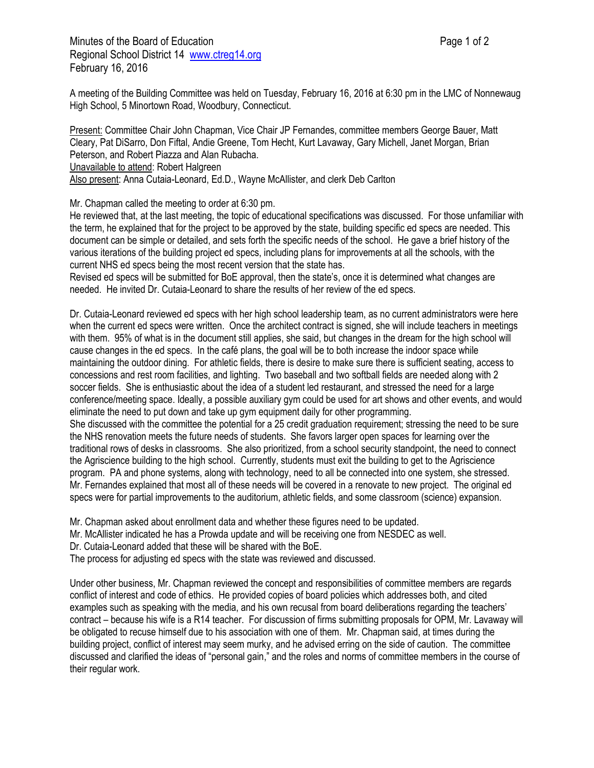Minutes of the Board of Education
Regional School District 14 www.ctreg14.org
February 16, 2016

A meeting of the Building Committee was held on Tuesday, February 16, 2016 at 6:30 pm in the LMC of Nonnewaug High School, 5 Minortown Road, Woodbury, Connecticut.

Present: Committee Chair John Chapman, Vice Chair JP Fernandes, committee members George Bauer, Matt Cleary, Pat DiSarro, Don Fiftal, Andie Greene, Tom Hecht, Kurt Lavaway, Gary Michell, Janet Morgan, Brian Peterson, and Robert Piazza and Alan Rubacha.
Unavailable to attend: Robert Halgreen
Also present: Anna Cutaia-Leonard, Ed.D., Wayne McAllister, and clerk Deb Carlton

Mr. Chapman called the meeting to order at 6:30 pm.
He reviewed that, at the last meeting, the topic of educational specifications was discussed. For those unfamiliar with the term, he explained that for the project to be approved by the state, building specific ed specs are needed. This document can be simple or detailed, and sets forth the specific needs of the school. He gave a brief history of the various iterations of the building project ed specs, including plans for improvements at all the schools, with the current NHS ed specs being the most recent version that the state has.
Revised ed specs will be submitted for BoE approval, then the state's, once it is determined what changes are needed. He invited Dr. Cutaia-Leonard to share the results of her review of the ed specs.

Dr. Cutaia-Leonard reviewed ed specs with her high school leadership team, as no current administrators were here when the current ed specs were written. Once the architect contract is signed, she will include teachers in meetings with them. 95% of what is in the document still applies, she said, but changes in the dream for the high school will cause changes in the ed specs. In the café plans, the goal will be to both increase the indoor space while maintaining the outdoor dining. For athletic fields, there is desire to make sure there is sufficient seating, access to concessions and rest room facilities, and lighting. Two baseball and two softball fields are needed along with 2 soccer fields. She is enthusiastic about the idea of a student led restaurant, and stressed the need for a large conference/meeting space. Ideally, a possible auxiliary gym could be used for art shows and other events, and would eliminate the need to put down and take up gym equipment daily for other programming.
She discussed with the committee the potential for a 25 credit graduation requirement; stressing the need to be sure the NHS renovation meets the future needs of students. She favors larger open spaces for learning over the traditional rows of desks in classrooms. She also prioritized, from a school security standpoint, the need to connect the Agriscience building to the high school. Currently, students must exit the building to get to the Agriscience program. PA and phone systems, along with technology, need to all be connected into one system, she stressed. Mr. Fernandes explained that most all of these needs will be covered in a renovate to new project. The original ed specs were for partial improvements to the auditorium, athletic fields, and some classroom (science) expansion.

Mr. Chapman asked about enrollment data and whether these figures need to be updated.
Mr. McAllister indicated he has a Prowda update and will be receiving one from NESDEC as well.
Dr. Cutaia-Leonard added that these will be shared with the BoE.
The process for adjusting ed specs with the state was reviewed and discussed.

Under other business, Mr. Chapman reviewed the concept and responsibilities of committee members are regards conflict of interest and code of ethics. He provided copies of board policies which addresses both, and cited examples such as speaking with the media, and his own recusal from board deliberations regarding the teachers' contract – because his wife is a R14 teacher. For discussion of firms submitting proposals for OPM, Mr. Lavaway will be obligated to recuse himself due to his association with one of them. Mr. Chapman said, at times during the building project, conflict of interest may seem murky, and he advised erring on the side of caution. The committee discussed and clarified the ideas of "personal gain," and the roles and norms of committee members in the course of their regular work.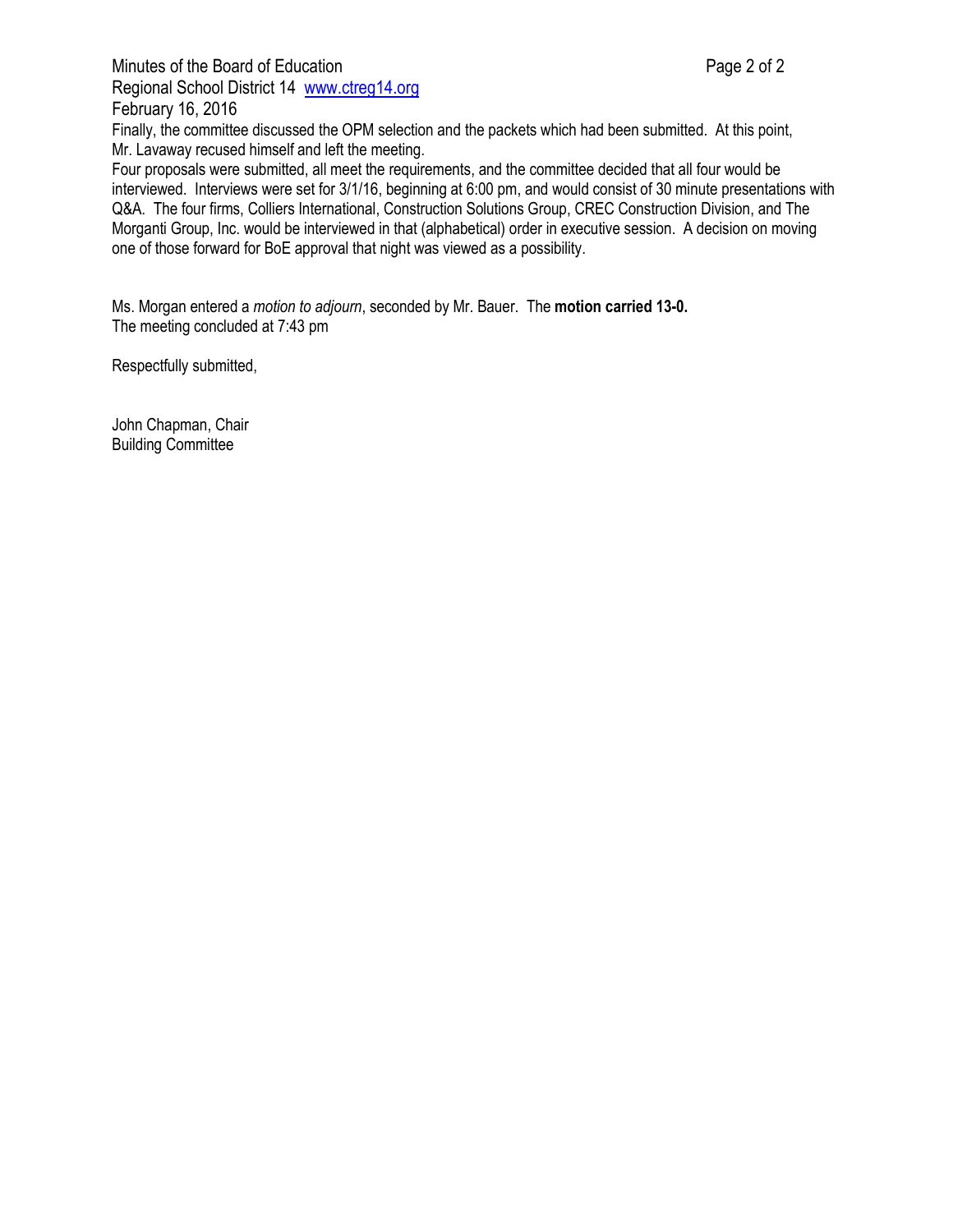Finally, the committee discussed the OPM selection and the packets which had been submitted. At this point, Mr. Lavaway recused himself and left the meeting.

Four proposals were submitted, all meet the requirements, and the committee decided that all four would be interviewed. Interviews were set for 3/1/16, beginning at 6:00 pm, and would consist of 30 minute presentations with Q&A. The four firms, Colliers International, Construction Solutions Group, CREC Construction Division, and The Morganti Group, Inc. would be interviewed in that (alphabetical) order in executive session. A decision on moving one of those forward for BoE approval that night was viewed as a possibility.

Ms. Morgan entered a *motion to adjourn*, seconded by Mr. Bauer. The **motion carried 13-0.**
The meeting concluded at 7:43 pm

Respectfully submitted,

John Chapman, Chair
Building Committee